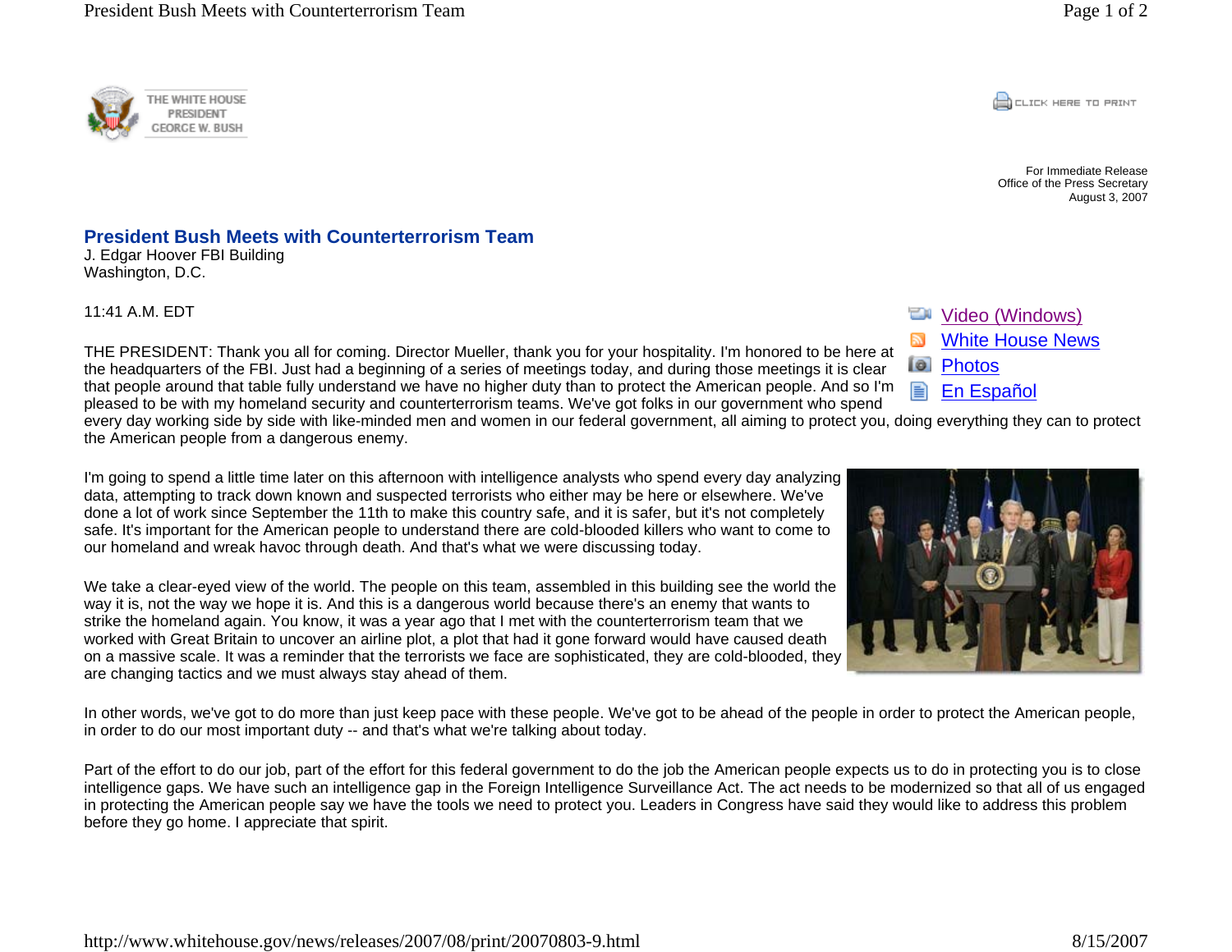For Immediate Release
Office of the Press Secretary
August 3, 2007

# President Bush Meets with Counterterrorism Team

J. Edgar Hoover FBI Building
Washington, D.C.

11:41 A.M. EDT

THE PRESIDENT: Thank you all for coming. Director Mueller, thank you for your hospitality. I'm honored to be here at the headquarters of the FBI. Just had a beginning of a series of meetings today, and during those meetings it is clear that people around that table fully understand we have no higher duty than to protect the American people. And so I'm pleased to be with my homeland security and counterterrorism teams. We've got folks in our government who spend every day working side by side with like-minded men and women in our federal government, all aiming to protect you, doing everything they can to protect the American people from a dangerous enemy.

I'm going to spend a little time later on this afternoon with intelligence analysts who spend every day analyzing data, attempting to track down known and suspected terrorists who either may be here or elsewhere. We've done a lot of work since September the 11th to make this country safe, and it is safer, but it's not completely safe. It's important for the American people to understand there are cold-blooded killers who want to come to our homeland and wreak havoc through death. And that's what we were discussing today.

We take a clear-eyed view of the world. The people on this team, assembled in this building see the world the way it is, not the way we hope it is. And this is a dangerous world because there's an enemy that wants to strike the homeland again. You know, it was a year ago that I met with the counterterrorism team that we worked with Great Britain to uncover an airline plot, a plot that had it gone forward would have caused death on a massive scale. It was a reminder that the terrorists we face are sophisticated, they are cold-blooded, they are changing tactics and we must always stay ahead of them.

In other words, we've got to do more than just keep pace with these people. We've got to be ahead of the people in order to protect the American people, in order to do our most important duty -- and that's what we're talking about today.

Part of the effort to do our job, part of the effort for this federal government to do the job the American people expects us to do in protecting you is to close intelligence gaps. We have such an intelligence gap in the Foreign Intelligence Surveillance Act. The act needs to be modernized so that all of us engaged in protecting the American people say we have the tools we need to protect you. Leaders in Congress have said they would like to address this problem before they go home. I appreciate that spirit.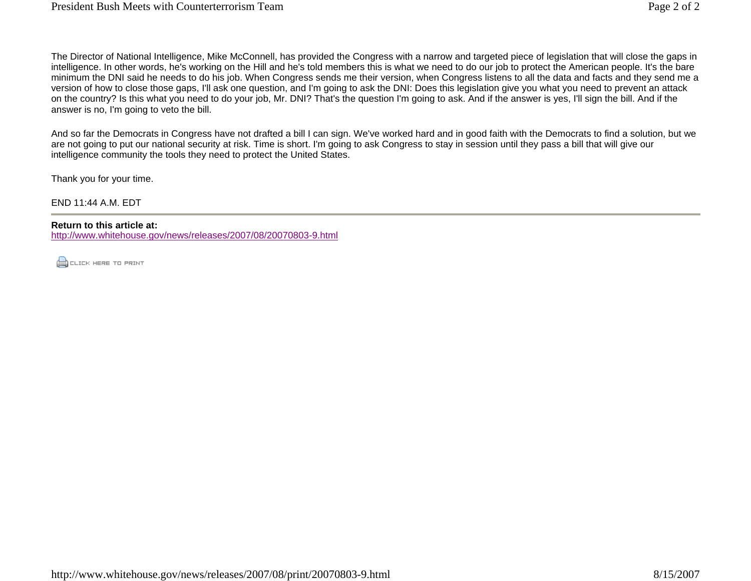The Director of National Intelligence, Mike McConnell, has provided the Congress with a narrow and targeted piece of legislation that will close the gaps in intelligence. In other words, he's working on the Hill and he's told members this is what we need to do our job to protect the American people. It's the bare minimum the DNI said he needs to do his job. When Congress sends me their version, when Congress listens to all the data and facts and they send me a version of how to close those gaps, I'll ask one question, and I'm going to ask the DNI: Does this legislation give you what you need to prevent an attack on the country? Is this what you need to do your job, Mr. DNI? That's the question I'm going to ask. And if the answer is yes, I'll sign the bill. And if the answer is no, I'm going to veto the bill.

And so far the Democrats in Congress have not drafted a bill I can sign. We've worked hard and in good faith with the Democrats to find a solution, but we are not going to put our national security at risk. Time is short. I'm going to ask Congress to stay in session until they pass a bill that will give our intelligence community the tools they need to protect the United States.

Thank you for your time.

END 11:44 A.M. EDT

---

**Return to this article at:**
http://www.whitehouse.gov/news/releases/2007/08/20070803-9.html

CLICK HERE TO PRINT